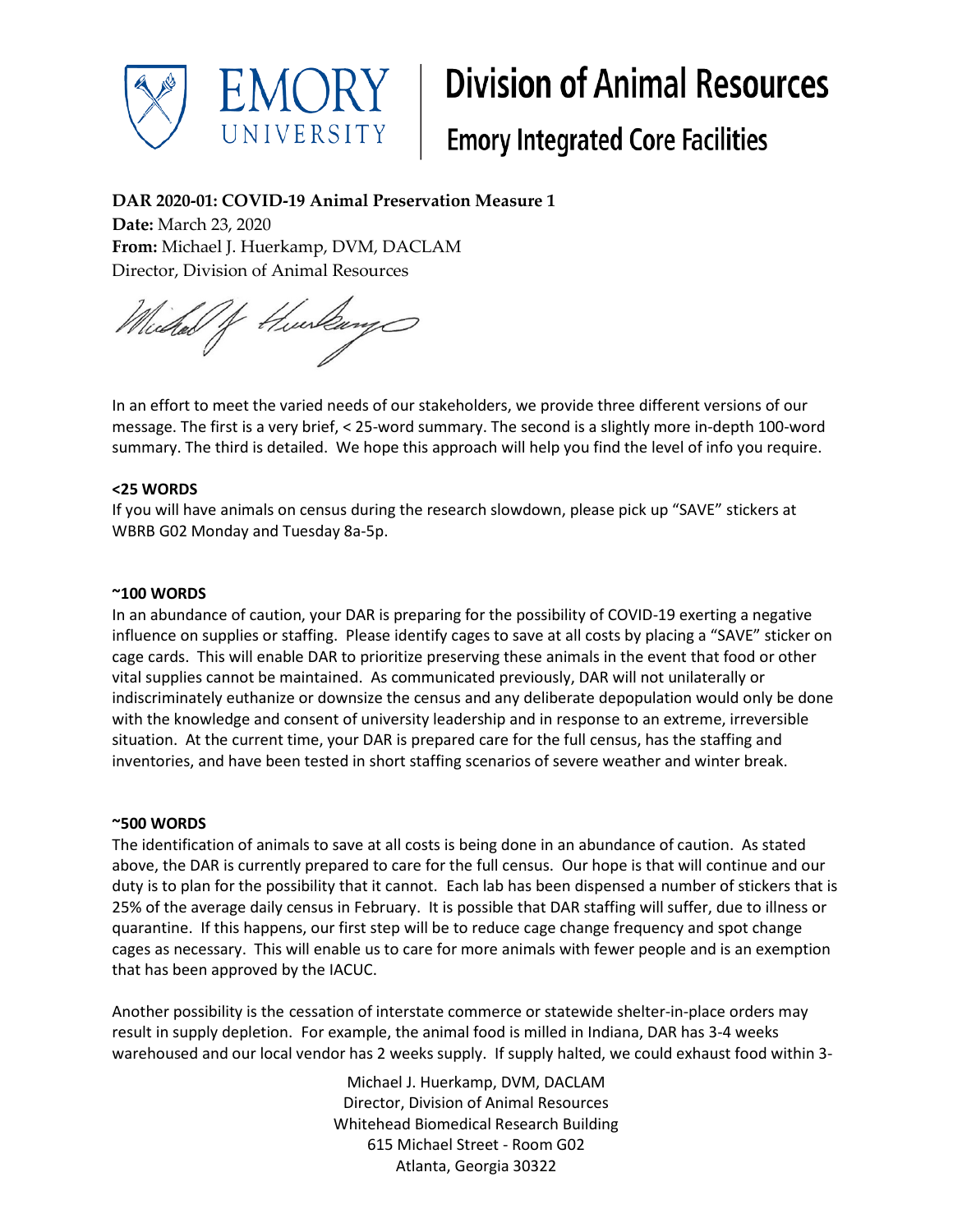**DAR 2020-01: COVID-19 Animal Preservation Measure 1**

**Date:** March 23, 2020

**From:** Michael J. Huerkamp, DVM, DACLAM

Director, Division of Animal Resources

In an effort to meet the varied needs of our stakeholders, we provide three different versions of our message. The first is a very brief, < 25-word summary. The second is a slightly more in-depth 100-word summary. The third is detailed. We hope this approach will help you find the level of info you require.

**<25 WORDS**

If you will have animals on census during the research slowdown, please pick up "SAVE" stickers at WBRB G02 Monday and Tuesday 8a-5p.

**~100 WORDS**

In an abundance of caution, your DAR is preparing for the possibility of COVID-19 exerting a negative influence on supplies or staffing. Please identify cages to save at all costs by placing a "SAVE" sticker on cage cards. This will enable DAR to prioritize preserving these animals in the event that food or other vital supplies cannot be maintained. As communicated previously, DAR will not unilaterally or indiscriminately euthanize or downsize the census and any deliberate depopulation would only be done with the knowledge and consent of university leadership and in response to an extreme, irreversible situation. At the current time, your DAR is prepared care for the full census, has the staffing and inventories, and have been tested in short staffing scenarios of severe weather and winter break.

**~500 WORDS**

The identification of animals to save at all costs is being done in an abundance of caution. As stated above, the DAR is currently prepared to care for the full census. Our hope is that will continue and our duty is to plan for the possibility that it cannot. Each lab has been dispensed a number of stickers that is 25% of the average daily census in February. It is possible that DAR staffing will suffer, due to illness or quarantine. If this happens, our first step will be to reduce cage change frequency and spot change cages as necessary. This will enable us to care for more animals with fewer people and is an exemption that has been approved by the IACUC.

Another possibility is the cessation of interstate commerce or statewide shelter-in-place orders may result in supply depletion. For example, the animal food is milled in Indiana, DAR has 3-4 weeks warehoused and our local vendor has 2 weeks supply. If supply halted, we could exhaust food within 3-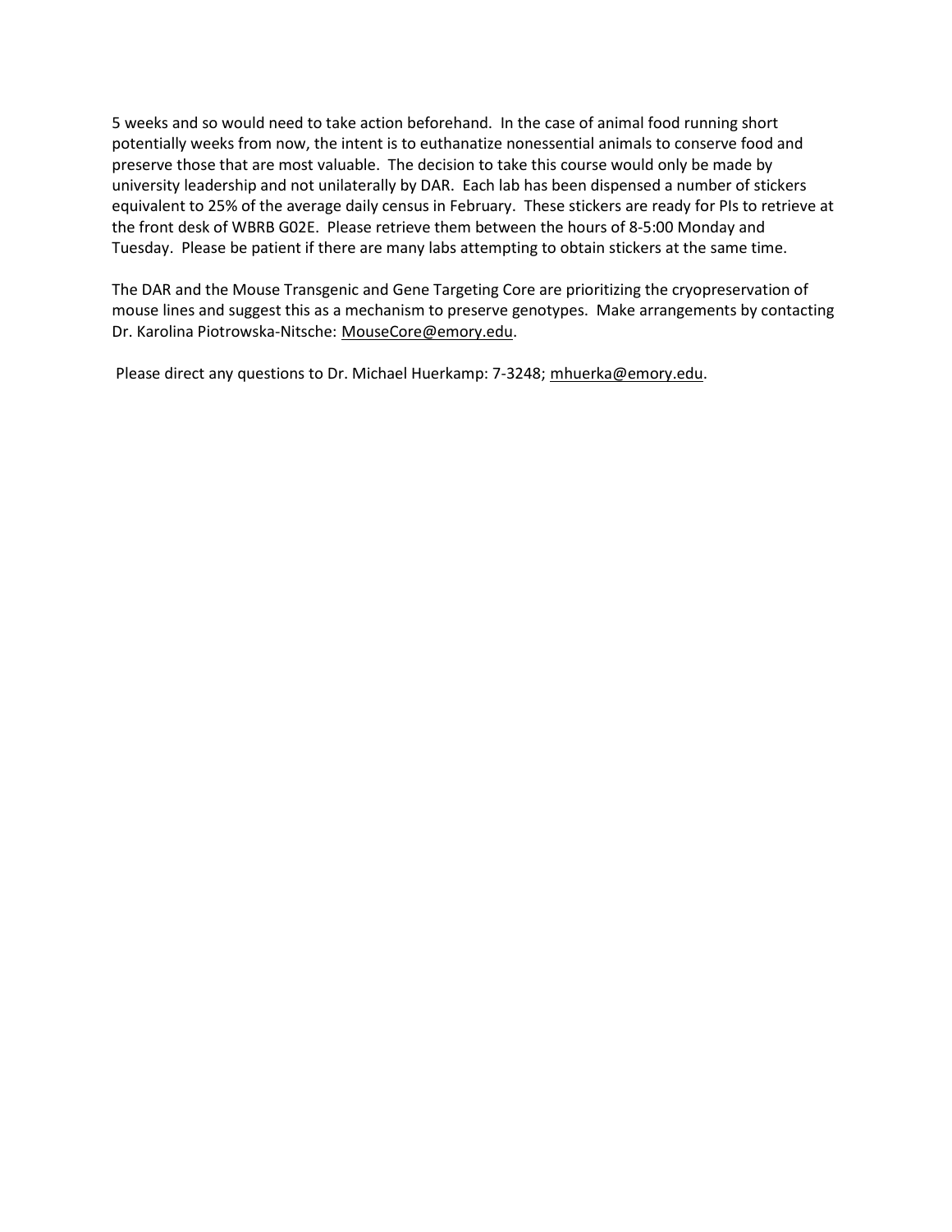5 weeks and so would need to take action beforehand. In the case of animal food running short potentially weeks from now, the intent is to euthanatize nonessential animals to conserve food and preserve those that are most valuable. The decision to take this course would only be made by university leadership and not unilaterally by DAR. Each lab has been dispensed a number of stickers equivalent to 25% of the average daily census in February. These stickers are ready for PIs to retrieve at the front desk of WBRB G02E. Please retrieve them between the hours of 8-5:00 Monday and Tuesday. Please be patient if there are many labs attempting to obtain stickers at the same time.

The DAR and the Mouse Transgenic and Gene Targeting Core are prioritizing the cryopreservation of mouse lines and suggest this as a mechanism to preserve genotypes. Make arrangements by contacting Dr. Karolina Piotrowska-Nitsche: MouseCore@emory.edu.

Please direct any questions to Dr. Michael Huerkamp: 7-3248; mhuerka@emory.edu.